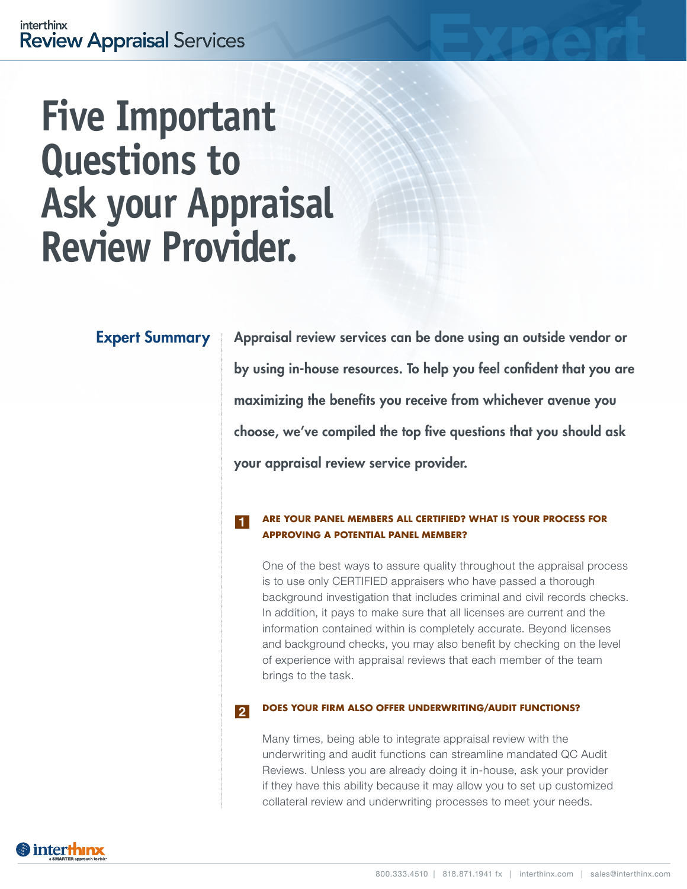# Five Important Questions to Ask your Appraisal Review Provider.

**Expert Summary**

**Appraisal review services can be done using an outside vendor or by using in-house resources. To help you feel confident that you are maximizing the benefits you receive from whichever avenue you choose, we've compiled the top five questions that you should ask your appraisal review service provider.**

### 1 ARE YOUR PANEL MEMBERS ALL CERTIFIED? WHAT IS YOUR PROCESS FOR APPROVING A POTENTIAL PANEL MEMBER?

One of the best ways to assure quality throughout the appraisal process is to use only CERTIFIED appraisers who have passed a thorough background investigation that includes criminal and civil records checks. In addition, it pays to make sure that all licenses are current and the information contained within is completely accurate. Beyond licenses and background checks, you may also benefit by checking on the level of experience with appraisal reviews that each member of the team brings to the task.

### 2 DOES YOUR FIRM ALSO OFFER UNDERWRITING/AUDIT FUNCTIONS?

Many times, being able to integrate appraisal review with the underwriting and audit functions can streamline mandated QC Audit Reviews. Unless you are already doing it in-house, ask your provider if they have this ability because it may allow you to set up customized collateral review and underwriting processes to meet your needs.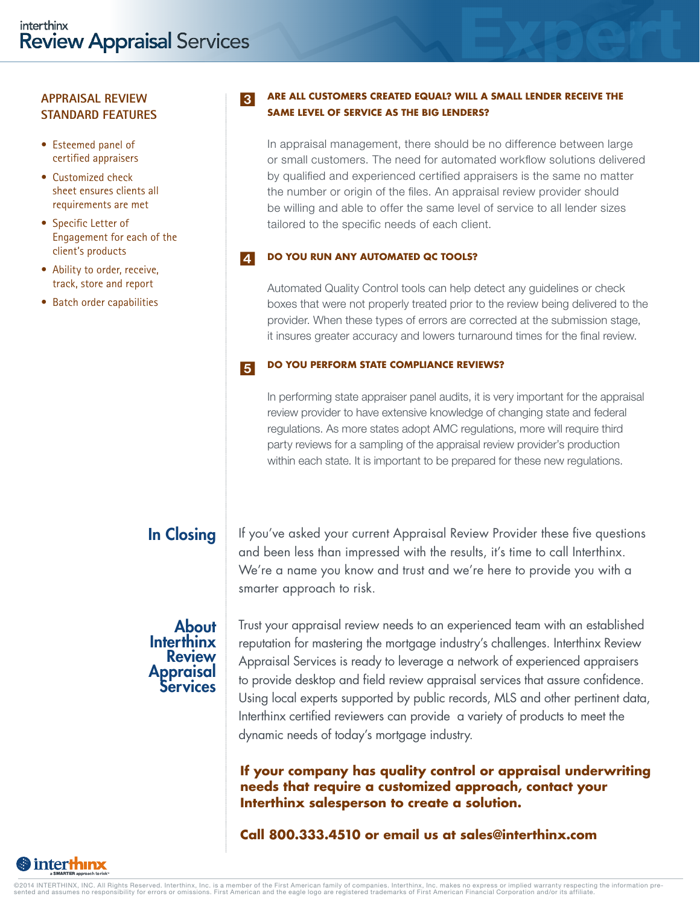## APPRAISAL REVIEW STANDARD FEATURES

- Esteemed panel of certified appraisers
- Customized check sheet ensures clients all requirements are met
- Specific Letter of Engagement for each of the client's products
- Ability to order, receive, track, store and report
- Batch order capabilities

### 3 ARE ALL CUSTOMERS CREATED EQUAL? WILL A SMALL LENDER RECEIVE THE SAME LEVEL OF SERVICE AS THE BIG LENDERS?

In appraisal management, there should be no difference between large or small customers. The need for automated workflow solutions delivered by qualified and experienced certified appraisers is the same no matter the number or origin of the files. An appraisal review provider should be willing and able to offer the same level of service to all lender sizes tailored to the specific needs of each client.

### 4 DO YOU RUN ANY AUTOMATED QC TOOLS?

Automated Quality Control tools can help detect any guidelines or check boxes that were not properly treated prior to the review being delivered to the provider. When these types of errors are corrected at the submission stage, it insures greater accuracy and lowers turnaround times for the final review.

### 5 DO YOU PERFORM STATE COMPLIANCE REVIEWS?

In performing state appraiser panel audits, it is very important for the appraisal review provider to have extensive knowledge of changing state and federal regulations. As more states adopt AMC regulations, more will require third party reviews for a sampling of the appraisal review provider's production within each state. It is important to be prepared for these new regulations.

## In Closing

If you've asked your current Appraisal Review Provider these five questions and been less than impressed with the results, it's time to call Interthinx. We're a name you know and trust and we're here to provide you with a smarter approach to risk.

## About Interthinx Review Appraisal Services

Trust your appraisal review needs to an experienced team with an established reputation for mastering the mortgage industry's challenges. Interthinx Review Appraisal Services is ready to leverage a network of experienced appraisers to provide desktop and field review appraisal services that assure confidence. Using local experts supported by public records, MLS and other pertinent data, Interthinx certified reviewers can provide a variety of products to meet the dynamic needs of today's mortgage industry.

**If your company has quality control or appraisal underwriting needs that require a customized approach, contact your Interthinx salesperson to create a solution.**

**Call 800.333.4510 or email us at sales@interthinx.com**

©2014 INTERTHINX, INC. All Rights Reserved. Interthinx, Inc. is a member of the First American family of companies. Interthinx, Inc. makes no express or implied warranty respecting the information presented and assumes no responsibility for errors or omissions. First American and the eagle logo are registered trademarks of First American Financial Corporation and/or its affiliate.